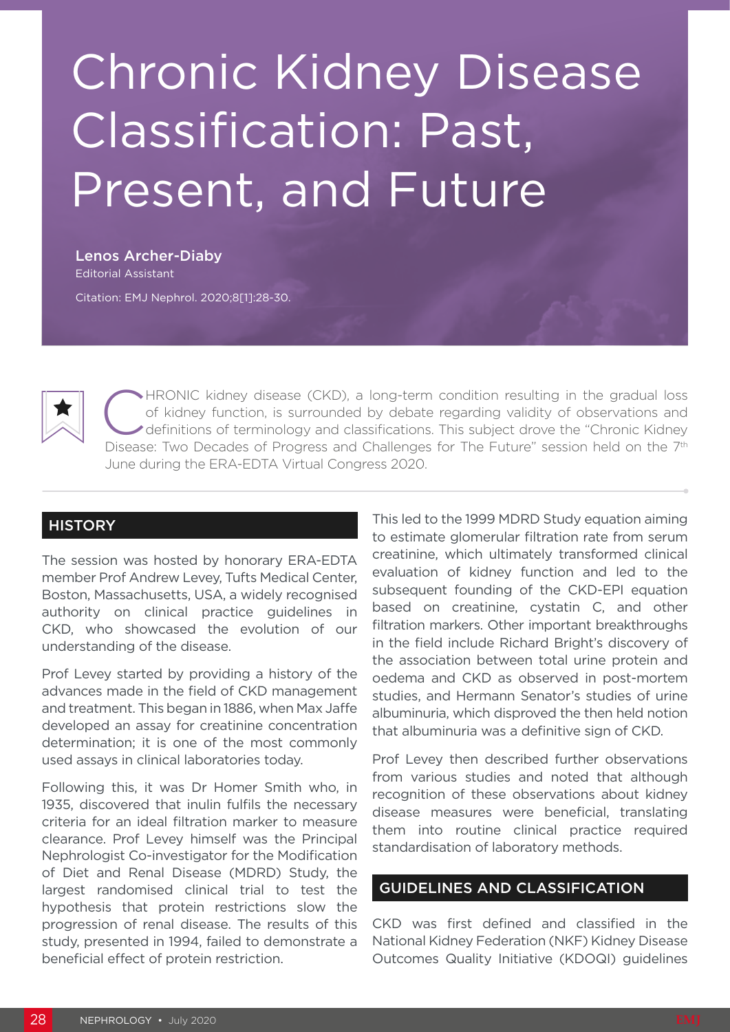# Chronic Kidney Disease Classification: Past, Present, and Future

**Lenos Archer-Diaby**
Editorial Assistant

Citation: EMJ Nephrol. 2020;8[1]:28-30.

CHRONIC kidney disease (CKD), a long-term condition resulting in the gradual loss of kidney function, is surrounded by debate regarding validity of observations and definitions of terminology and classifications. This subject drove the "Chronic Kidney Disease: Two Decades of Progress and Challenges for The Future" session held on the 7th June during the ERA-EDTA Virtual Congress 2020.

## HISTORY

The session was hosted by honorary ERA-EDTA member Prof Andrew Levey, Tufts Medical Center, Boston, Massachusetts, USA, a widely recognised authority on clinical practice guidelines in CKD, who showcased the evolution of our understanding of the disease.

Prof Levey started by providing a history of the advances made in the field of CKD management and treatment. This began in 1886, when Max Jaffe developed an assay for creatinine concentration determination; it is one of the most commonly used assays in clinical laboratories today.

Following this, it was Dr Homer Smith who, in 1935, discovered that inulin fulfils the necessary criteria for an ideal filtration marker to measure clearance. Prof Levey himself was the Principal Nephrologist Co-investigator for the Modification of Diet and Renal Disease (MDRD) Study, the largest randomised clinical trial to test the hypothesis that protein restrictions slow the progression of renal disease. The results of this study, presented in 1994, failed to demonstrate a beneficial effect of protein restriction.

This led to the 1999 MDRD Study equation aiming to estimate glomerular filtration rate from serum creatinine, which ultimately transformed clinical evaluation of kidney function and led to the subsequent founding of the CKD-EPI equation based on creatinine, cystatin C, and other filtration markers. Other important breakthroughs in the field include Richard Bright's discovery of the association between total urine protein and oedema and CKD as observed in post-mortem studies, and Hermann Senator's studies of urine albuminuria, which disproved the then held notion that albuminuria was a definitive sign of CKD.

Prof Levey then described further observations from various studies and noted that although recognition of these observations about kidney disease measures were beneficial, translating them into routine clinical practice required standardisation of laboratory methods.

## GUIDELINES AND CLASSIFICATION

CKD was first defined and classified in the National Kidney Federation (NKF) Kidney Disease Outcomes Quality Initiative (KDOQI) guidelines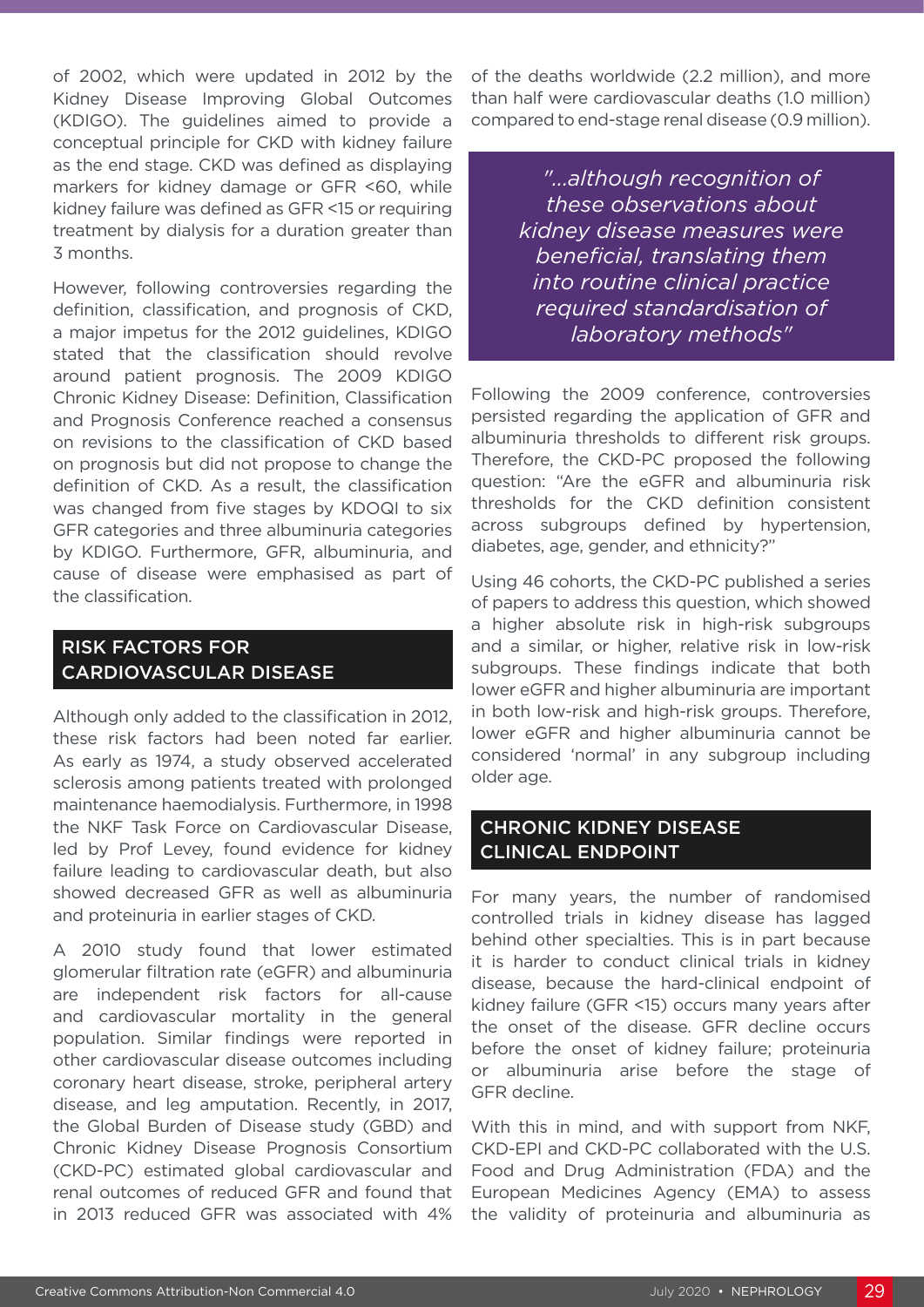of 2002, which were updated in 2012 by the Kidney Disease Improving Global Outcomes (KDIGO). The guidelines aimed to provide a conceptual principle for CKD with kidney failure as the end stage. CKD was defined as displaying markers for kidney damage or GFR <60, while kidney failure was defined as GFR <15 or requiring treatment by dialysis for a duration greater than 3 months.

However, following controversies regarding the definition, classification, and prognosis of CKD, a major impetus for the 2012 guidelines, KDIGO stated that the classification should revolve around patient prognosis. The 2009 KDIGO Chronic Kidney Disease: Definition, Classification and Prognosis Conference reached a consensus on revisions to the classification of CKD based on prognosis but did not propose to change the definition of CKD. As a result, the classification was changed from five stages by KDOQI to six GFR categories and three albuminuria categories by KDIGO. Furthermore, GFR, albuminuria, and cause of disease were emphasised as part of the classification.

## RISK FACTORS FOR CARDIOVASCULAR DISEASE

Although only added to the classification in 2012, these risk factors had been noted far earlier. As early as 1974, a study observed accelerated sclerosis among patients treated with prolonged maintenance haemodialysis. Furthermore, in 1998 the NKF Task Force on Cardiovascular Disease, led by Prof Levey, found evidence for kidney failure leading to cardiovascular death, but also showed decreased GFR as well as albuminuria and proteinuria in earlier stages of CKD.

A 2010 study found that lower estimated glomerular filtration rate (eGFR) and albuminuria are independent risk factors for all-cause and cardiovascular mortality in the general population. Similar findings were reported in other cardiovascular disease outcomes including coronary heart disease, stroke, peripheral artery disease, and leg amputation. Recently, in 2017, the Global Burden of Disease study (GBD) and Chronic Kidney Disease Prognosis Consortium (CKD-PC) estimated global cardiovascular and renal outcomes of reduced GFR and found that in 2013 reduced GFR was associated with 4% of the deaths worldwide (2.2 million), and more than half were cardiovascular deaths (1.0 million) compared to end-stage renal disease (0.9 million).

> *"...although recognition of these observations about kidney disease measures were beneficial, translating them into routine clinical practice required standardisation of laboratory methods"*

Following the 2009 conference, controversies persisted regarding the application of GFR and albuminuria thresholds to different risk groups. Therefore, the CKD-PC proposed the following question: "Are the eGFR and albuminuria risk thresholds for the CKD definition consistent across subgroups defined by hypertension, diabetes, age, gender, and ethnicity?"

Using 46 cohorts, the CKD-PC published a series of papers to address this question, which showed a higher absolute risk in high-risk subgroups and a similar, or higher, relative risk in low-risk subgroups. These findings indicate that both lower eGFR and higher albuminuria are important in both low-risk and high-risk groups. Therefore, lower eGFR and higher albuminuria cannot be considered 'normal' in any subgroup including older age.

## CHRONIC KIDNEY DISEASE CLINICAL ENDPOINT

For many years, the number of randomised controlled trials in kidney disease has lagged behind other specialties. This is in part because it is harder to conduct clinical trials in kidney disease, because the hard-clinical endpoint of kidney failure (GFR <15) occurs many years after the onset of the disease. GFR decline occurs before the onset of kidney failure; proteinuria or albuminuria arise before the stage of GFR decline.

With this in mind, and with support from NKF, CKD-EPI and CKD-PC collaborated with the U.S. Food and Drug Administration (FDA) and the European Medicines Agency (EMA) to assess the validity of proteinuria and albuminuria as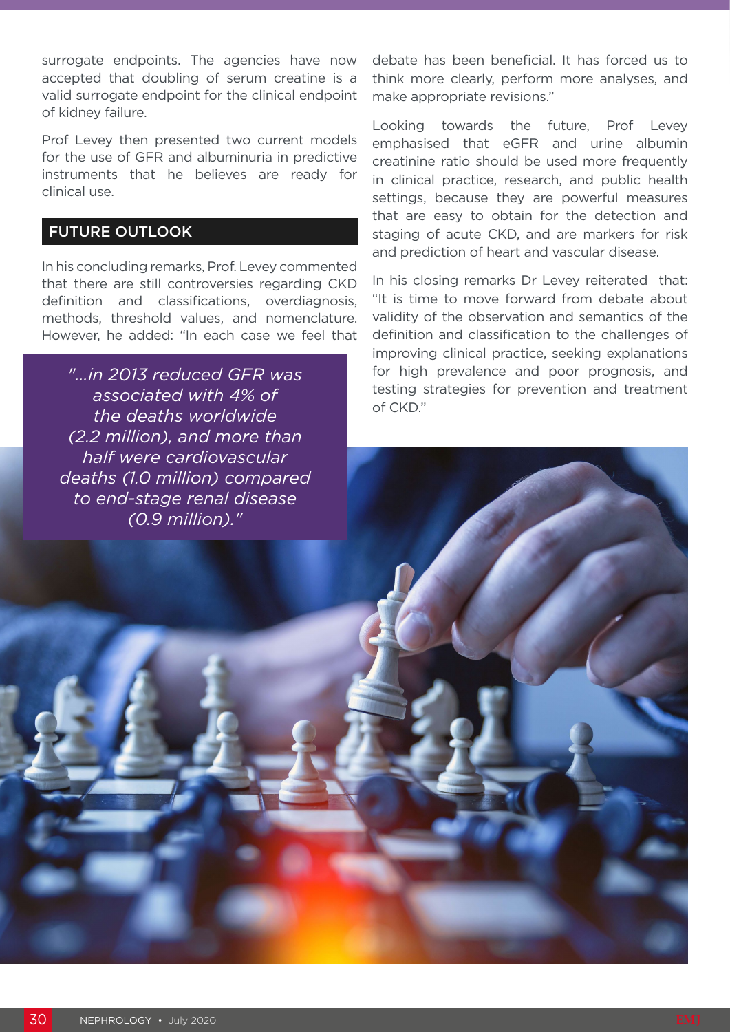surrogate endpoints. The agencies have now accepted that doubling of serum creatine is a valid surrogate endpoint for the clinical endpoint of kidney failure.

Prof Levey then presented two current models for the use of GFR and albuminuria in predictive instruments that he believes are ready for clinical use.

## FUTURE OUTLOOK

In his concluding remarks, Prof. Levey commented that there are still controversies regarding CKD definition and classifications, overdiagnosis, methods, threshold values, and nomenclature. However, he added: "In each case we feel that debate has been beneficial. It has forced us to think more clearly, perform more analyses, and make appropriate revisions."

*"...in 2013 reduced GFR was associated with 4% of the deaths worldwide (2.2 million), and more than half were cardiovascular deaths (1.0 million) compared to end-stage renal disease (0.9 million)."*

Looking towards the future, Prof Levey emphasised that eGFR and urine albumin creatinine ratio should be used more frequently in clinical practice, research, and public health settings, because they are powerful measures that are easy to obtain for the detection and staging of acute CKD, and are markers for risk and prediction of heart and vascular disease.

In his closing remarks Dr Levey reiterated that: "It is time to move forward from debate about validity of the observation and semantics of the definition and classification to the challenges of improving clinical practice, seeking explanations for high prevalence and poor prognosis, and testing strategies for prevention and treatment of CKD."